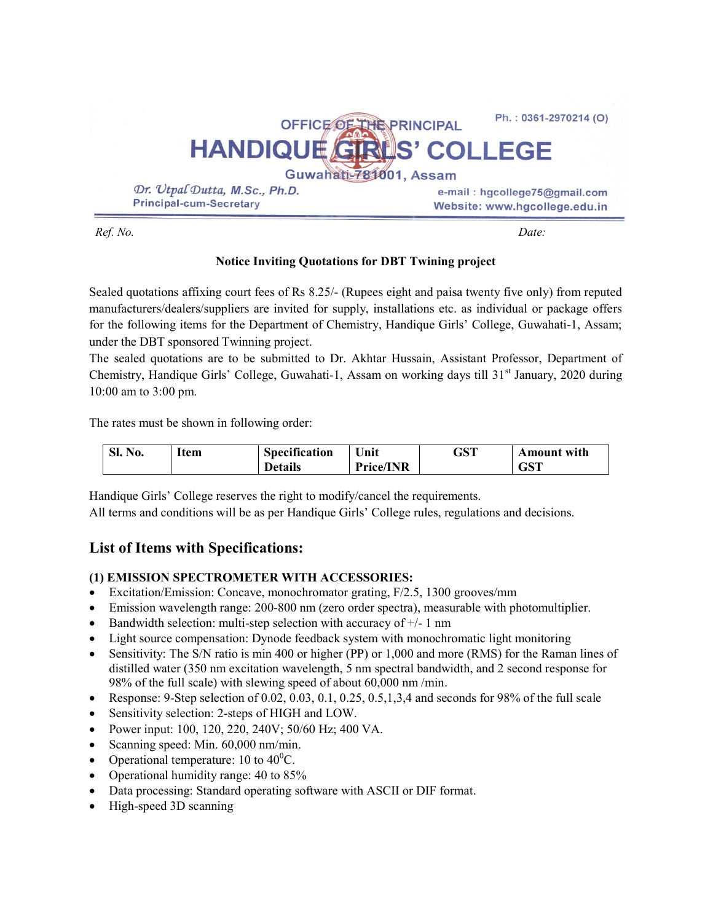OFFICE OF THE PRINCIPAL

# HANDIQUE GIRLS' COLLEGE

Guwahati-781001, Assam

Ph. : 0361-2970214 (O)

*Dr. Utpal Dutta, M.Sc., Ph.D.*
Principal-cum-Secretary

e-mail : hgcollege75@gmail.com
Website: www.hgcollege.edu.in

*Ref. No.* *Date:*

**Notice Inviting Quotations for DBT Twining project**

Sealed quotations affixing court fees of Rs 8.25/- (Rupees eight and paisa twenty five only) from reputed manufacturers/dealers/suppliers are invited for supply, installations etc. as individual or package offers for the following items for the Department of Chemistry, Handique Girls' College, Guwahati-1, Assam; under the DBT sponsored Twinning project.

The sealed quotations are to be submitted to Dr. Akhtar Hussain, Assistant Professor, Department of Chemistry, Handique Girls' College, Guwahati-1, Assam on working days till 31st January, 2020 during 10:00 am to 3:00 pm.

The rates must be shown in following order:

| Sl. No. | Item | Specification Details | Unit Price/INR | GST | Amount with GST |
|---|---|---|---|---|---|

Handique Girls' College reserves the right to modify/cancel the requirements.
All terms and conditions will be as per Handique Girls' College rules, regulations and decisions.

## List of Items with Specifications:

**(1) EMISSION SPECTROMETER WITH ACCESSORIES:**

- Excitation/Emission: Concave, monochromator grating, F/2.5, 1300 grooves/mm
- Emission wavelength range: 200-800 nm (zero order spectra), measurable with photomultiplier.
- Bandwidth selection: multi-step selection with accuracy of +/- 1 nm
- Light source compensation: Dynode feedback system with monochromatic light monitoring
- Sensitivity: The S/N ratio is min 400 or higher (PP) or 1,000 and more (RMS) for the Raman lines of distilled water (350 nm excitation wavelength, 5 nm spectral bandwidth, and 2 second response for 98% of the full scale) with slewing speed of about 60,000 nm /min.
- Response: 9-Step selection of 0.02, 0.03, 0.1, 0.25, 0.5,1,3,4 and seconds for 98% of the full scale
- Sensitivity selection: 2-steps of HIGH and LOW.
- Power input: 100, 120, 220, 240V; 50/60 Hz; 400 VA.
- Scanning speed: Min. 60,000 nm/min.
- Operational temperature: 10 to 40$^0$C.
- Operational humidity range: 40 to 85%
- Data processing: Standard operating software with ASCII or DIF format.
- High-speed 3D scanning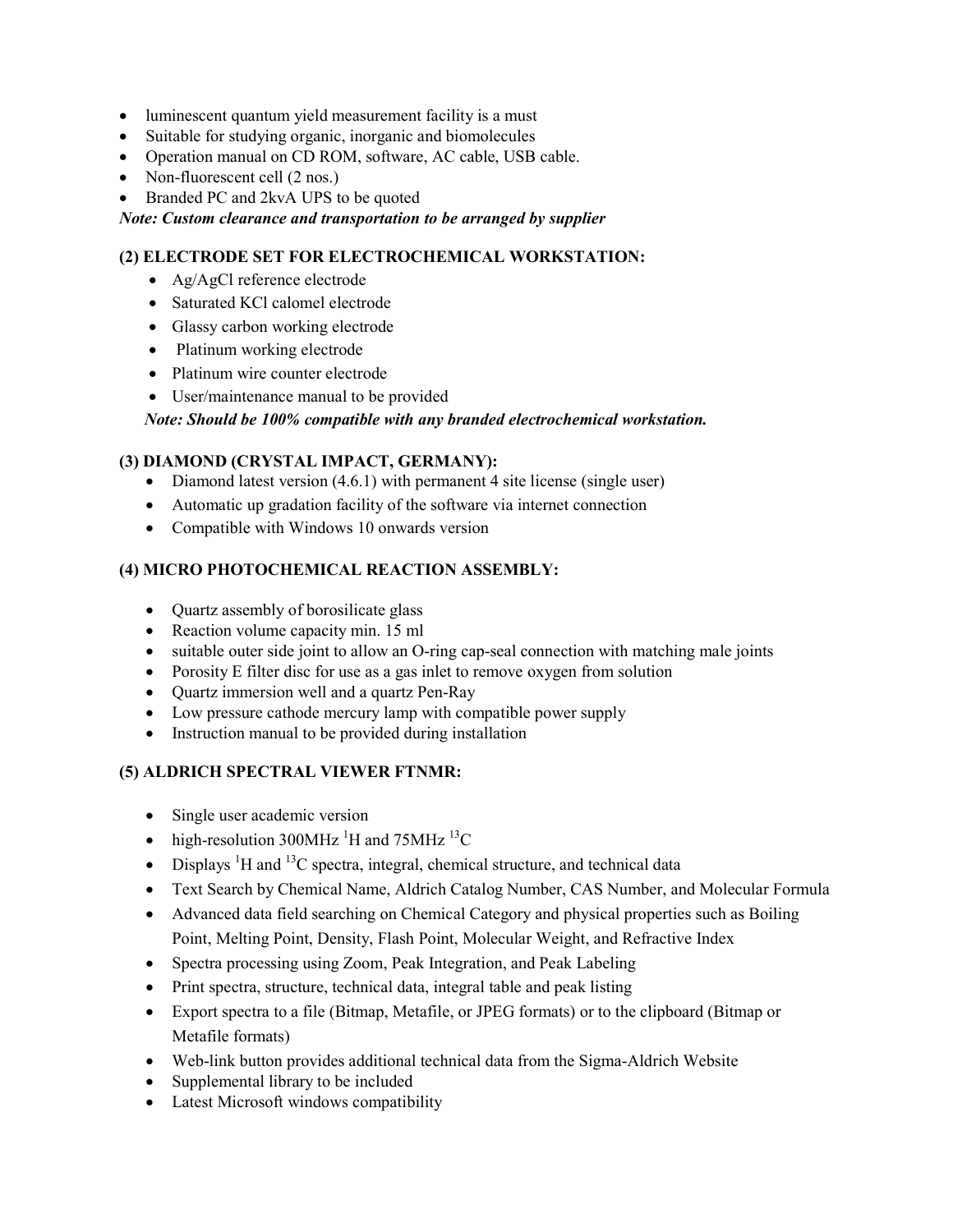- luminescent quantum yield measurement facility is a must
- Suitable for studying organic, inorganic and biomolecules
- Operation manual on CD ROM, software, AC cable, USB cable.
- Non-fluorescent cell (2 nos.)
- Branded PC and 2kvA UPS to be quoted

***Note: Custom clearance and transportation to be arranged by supplier***

### (2) ELECTRODE SET FOR ELECTROCHEMICAL WORKSTATION:

- Ag/AgCl reference electrode
- Saturated KCl calomel electrode
- Glassy carbon working electrode
- Platinum working electrode
- Platinum wire counter electrode
- User/maintenance manual to be provided

***Note: Should be 100% compatible with any branded electrochemical workstation.***

### (3) DIAMOND (CRYSTAL IMPACT, GERMANY):

- Diamond latest version (4.6.1) with permanent 4 site license (single user)
- Automatic up gradation facility of the software via internet connection
- Compatible with Windows 10 onwards version

### (4) MICRO PHOTOCHEMICAL REACTION ASSEMBLY:

- Quartz assembly of borosilicate glass
- Reaction volume capacity min. 15 ml
- suitable outer side joint to allow an O-ring cap-seal connection with matching male joints
- Porosity E filter disc for use as a gas inlet to remove oxygen from solution
- Quartz immersion well and a quartz Pen-Ray
- Low pressure cathode mercury lamp with compatible power supply
- Instruction manual to be provided during installation

### (5) ALDRICH SPECTRAL VIEWER FTNMR:

- Single user academic version
- high-resolution 300MHz $^{1}H$ and 75MHz $^{13}C$
- Displays $^{1}H$ and $^{13}C$ spectra, integral, chemical structure, and technical data
- Text Search by Chemical Name, Aldrich Catalog Number, CAS Number, and Molecular Formula
- Advanced data field searching on Chemical Category and physical properties such as Boiling Point, Melting Point, Density, Flash Point, Molecular Weight, and Refractive Index
- Spectra processing using Zoom, Peak Integration, and Peak Labeling
- Print spectra, structure, technical data, integral table and peak listing
- Export spectra to a file (Bitmap, Metafile, or JPEG formats) or to the clipboard (Bitmap or Metafile formats)
- Web-link button provides additional technical data from the Sigma-Aldrich Website
- Supplemental library to be included
- Latest Microsoft windows compatibility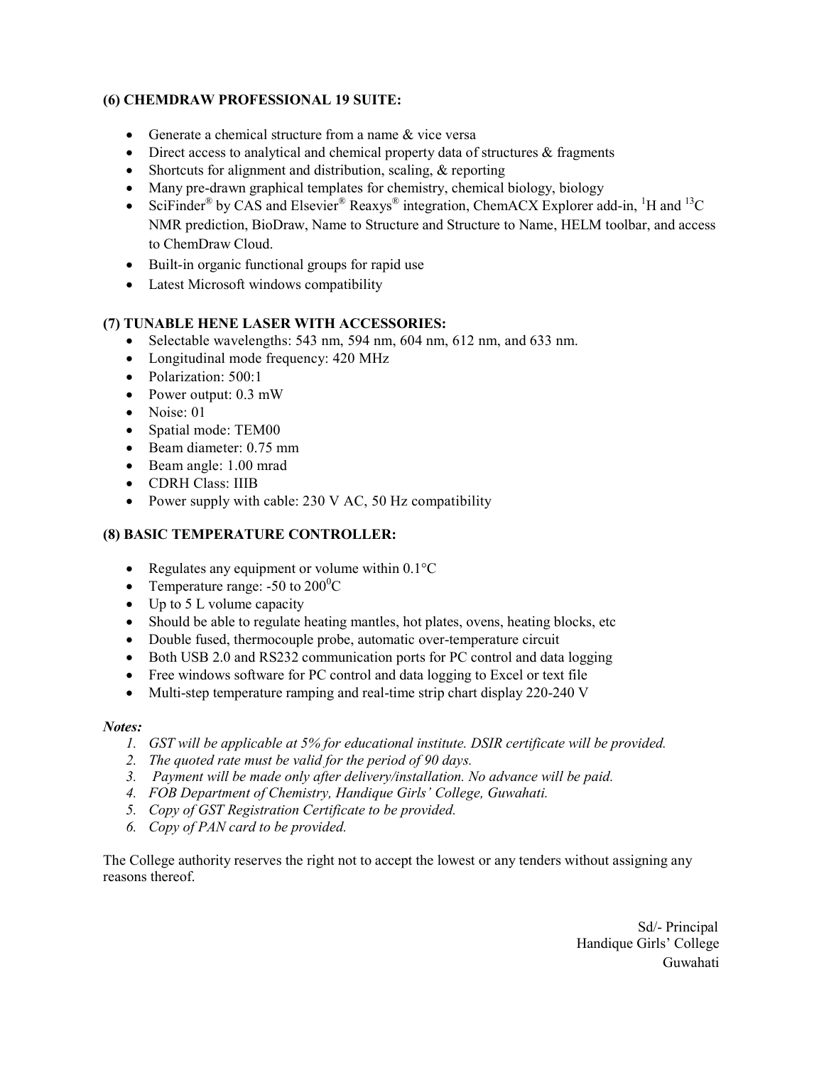**(6) CHEMDRAW PROFESSIONAL 19 SUITE:**

- Generate a chemical structure from a name & vice versa
- Direct access to analytical and chemical property data of structures & fragments
- Shortcuts for alignment and distribution, scaling, & reporting
- Many pre-drawn graphical templates for chemistry, chemical biology, biology
- SciFinder® by CAS and Elsevier® Reaxys® integration, ChemACX Explorer add-in, $^{1}H$ and $^{13}C$ NMR prediction, BioDraw, Name to Structure and Structure to Name, HELM toolbar, and access to ChemDraw Cloud.
- Built-in organic functional groups for rapid use
- Latest Microsoft windows compatibility

**(7) TUNABLE HENE LASER WITH ACCESSORIES:**

- Selectable wavelengths: 543 nm, 594 nm, 604 nm, 612 nm, and 633 nm.
- Longitudinal mode frequency: 420 MHz
- Polarization: 500:1
- Power output: 0.3 mW
- Noise: 01
- Spatial mode: TEM00
- Beam diameter: 0.75 mm
- Beam angle: 1.00 mrad
- CDRH Class: IIIB
- Power supply with cable: 230 V AC, 50 Hz compatibility

**(8) BASIC TEMPERATURE CONTROLLER:**

- Regulates any equipment or volume within 0.1°C
- Temperature range: -50 to $200^0$C
- Up to 5 L volume capacity
- Should be able to regulate heating mantles, hot plates, ovens, heating blocks, etc
- Double fused, thermocouple probe, automatic over-temperature circuit
- Both USB 2.0 and RS232 communication ports for PC control and data logging
- Free windows software for PC control and data logging to Excel or text file
- Multi-step temperature ramping and real-time strip chart display 220-240 V

***Notes:***

1. *GST will be applicable at 5% for educational institute. DSIR certificate will be provided.*
2. *The quoted rate must be valid for the period of 90 days.*
3. *Payment will be made only after delivery/installation. No advance will be paid.*
4. *FOB Department of Chemistry, Handique Girls' College, Guwahati.*
5. *Copy of GST Registration Certificate to be provided.*
6. *Copy of PAN card to be provided.*

The College authority reserves the right not to accept the lowest or any tenders without assigning any reasons thereof.

Sd/- Principal
Handique Girls' College
Guwahati